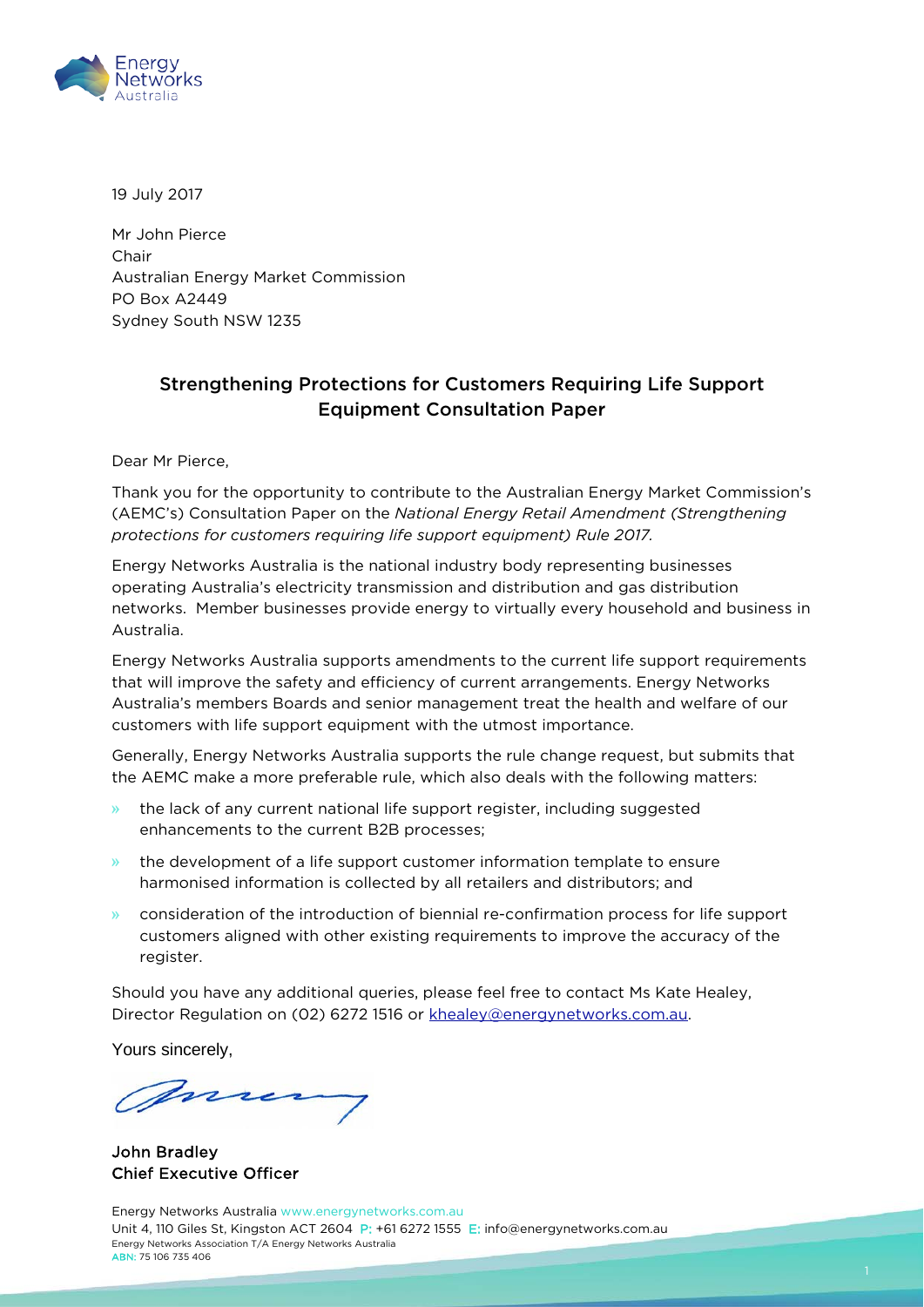19 July 2017

Mr John Pierce
Chair
Australian Energy Market Commission
PO Box A2449
Sydney South NSW 1235

## Strengthening Protections for Customers Requiring Life Support Equipment Consultation Paper

Dear Mr Pierce,

Thank you for the opportunity to contribute to the Australian Energy Market Commission's (AEMC's) Consultation Paper on the *National Energy Retail Amendment (Strengthening protections for customers requiring life support equipment) Rule 2017*.

Energy Networks Australia is the national industry body representing businesses operating Australia's electricity transmission and distribution and gas distribution networks. Member businesses provide energy to virtually every household and business in Australia.

Energy Networks Australia supports amendments to the current life support requirements that will improve the safety and efficiency of current arrangements. Energy Networks Australia's members Boards and senior management treat the health and welfare of our customers with life support equipment with the utmost importance.

Generally, Energy Networks Australia supports the rule change request, but submits that the AEMC make a more preferable rule, which also deals with the following matters:

- the lack of any current national life support register, including suggested enhancements to the current B2B processes;
- the development of a life support customer information template to ensure harmonised information is collected by all retailers and distributors; and
- consideration of the introduction of biennial re-confirmation process for life support customers aligned with other existing requirements to improve the accuracy of the register.

Should you have any additional queries, please feel free to contact Ms Kate Healey, Director Regulation on (02) 6272 1516 or khealey@energynetworks.com.au.

Yours sincerely,

**John Bradley**
**Chief Executive Officer**

Energy Networks Australia www.energynetworks.com.au
Unit 4, 110 Giles St, Kingston ACT 2604 P: +61 6272 1555 E: info@energynetworks.com.au
Energy Networks Association T/A Energy Networks Australia
ABN: 75 106 735 406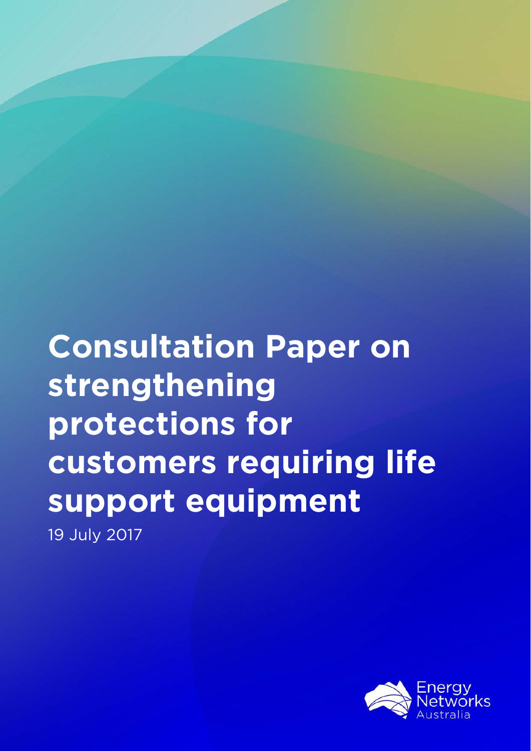# Consultation Paper on strengthening protections for customers requiring life support equipment

19 July 2017

Energy Networks Australia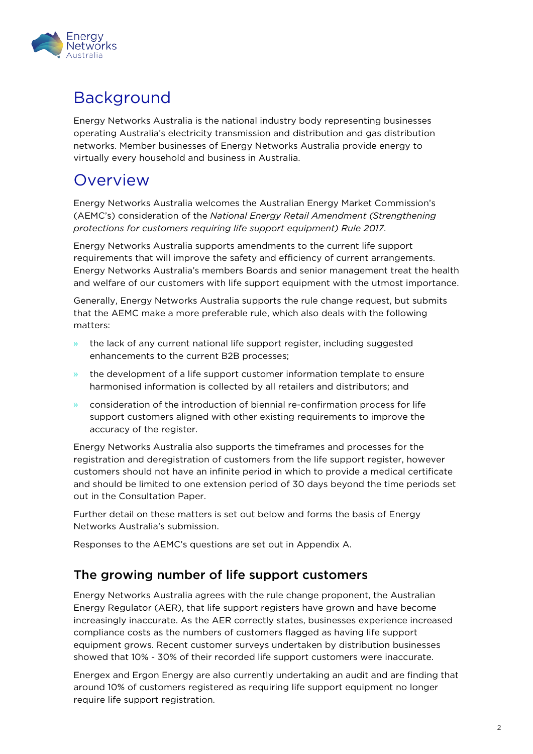# Background

Energy Networks Australia is the national industry body representing businesses operating Australia's electricity transmission and distribution and gas distribution networks. Member businesses of Energy Networks Australia provide energy to virtually every household and business in Australia.

# Overview

Energy Networks Australia welcomes the Australian Energy Market Commission's (AEMC's) consideration of the *National Energy Retail Amendment (Strengthening protections for customers requiring life support equipment) Rule 2017*.

Energy Networks Australia supports amendments to the current life support requirements that will improve the safety and efficiency of current arrangements. Energy Networks Australia's members Boards and senior management treat the health and welfare of our customers with life support equipment with the utmost importance.

Generally, Energy Networks Australia supports the rule change request, but submits that the AEMC make a more preferable rule, which also deals with the following matters:

- the lack of any current national life support register, including suggested enhancements to the current B2B processes;
- the development of a life support customer information template to ensure harmonised information is collected by all retailers and distributors; and
- consideration of the introduction of biennial re-confirmation process for life support customers aligned with other existing requirements to improve the accuracy of the register.

Energy Networks Australia also supports the timeframes and processes for the registration and deregistration of customers from the life support register, however customers should not have an infinite period in which to provide a medical certificate and should be limited to one extension period of 30 days beyond the time periods set out in the Consultation Paper.

Further detail on these matters is set out below and forms the basis of Energy Networks Australia's submission.

Responses to the AEMC's questions are set out in Appendix A.

## The growing number of life support customers

Energy Networks Australia agrees with the rule change proponent, the Australian Energy Regulator (AER), that life support registers have grown and have become increasingly inaccurate. As the AER correctly states, businesses experience increased compliance costs as the numbers of customers flagged as having life support equipment grows. Recent customer surveys undertaken by distribution businesses showed that 10% - 30% of their recorded life support customers were inaccurate.

Energex and Ergon Energy are also currently undertaking an audit and are finding that around 10% of customers registered as requiring life support equipment no longer require life support registration.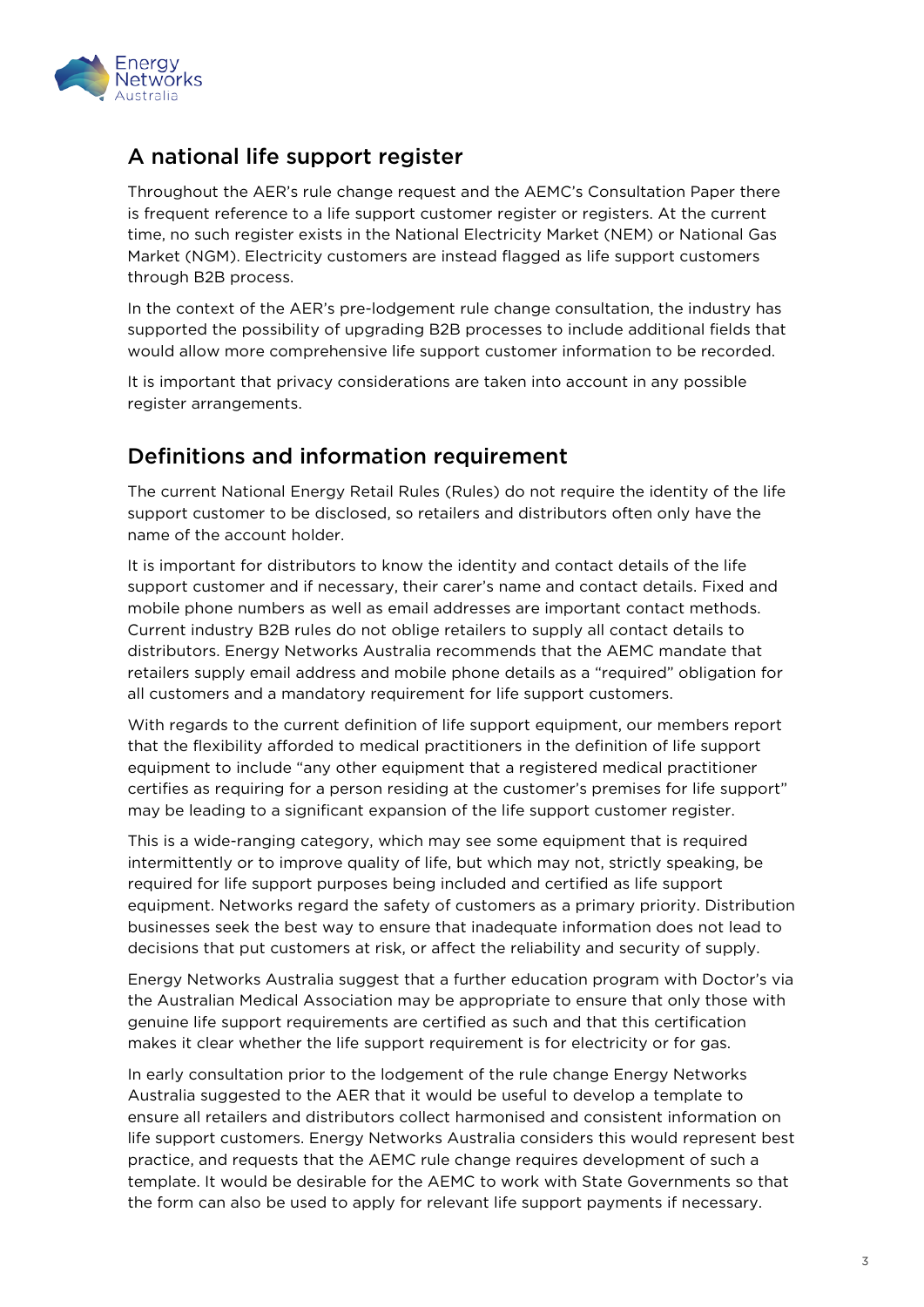## A national life support register

Throughout the AER's rule change request and the AEMC's Consultation Paper there is frequent reference to a life support customer register or registers. At the current time, no such register exists in the National Electricity Market (NEM) or National Gas Market (NGM). Electricity customers are instead flagged as life support customers through B2B process.

In the context of the AER's pre-lodgement rule change consultation, the industry has supported the possibility of upgrading B2B processes to include additional fields that would allow more comprehensive life support customer information to be recorded.

It is important that privacy considerations are taken into account in any possible register arrangements.

## Definitions and information requirement

The current National Energy Retail Rules (Rules) do not require the identity of the life support customer to be disclosed, so retailers and distributors often only have the name of the account holder.

It is important for distributors to know the identity and contact details of the life support customer and if necessary, their carer's name and contact details. Fixed and mobile phone numbers as well as email addresses are important contact methods. Current industry B2B rules do not oblige retailers to supply all contact details to distributors. Energy Networks Australia recommends that the AEMC mandate that retailers supply email address and mobile phone details as a "required" obligation for all customers and a mandatory requirement for life support customers.

With regards to the current definition of life support equipment, our members report that the flexibility afforded to medical practitioners in the definition of life support equipment to include "any other equipment that a registered medical practitioner certifies as requiring for a person residing at the customer's premises for life support" may be leading to a significant expansion of the life support customer register.

This is a wide-ranging category, which may see some equipment that is required intermittently or to improve quality of life, but which may not, strictly speaking, be required for life support purposes being included and certified as life support equipment. Networks regard the safety of customers as a primary priority. Distribution businesses seek the best way to ensure that inadequate information does not lead to decisions that put customers at risk, or affect the reliability and security of supply.

Energy Networks Australia suggest that a further education program with Doctor's via the Australian Medical Association may be appropriate to ensure that only those with genuine life support requirements are certified as such and that this certification makes it clear whether the life support requirement is for electricity or for gas.

In early consultation prior to the lodgement of the rule change Energy Networks Australia suggested to the AER that it would be useful to develop a template to ensure all retailers and distributors collect harmonised and consistent information on life support customers. Energy Networks Australia considers this would represent best practice, and requests that the AEMC rule change requires development of such a template. It would be desirable for the AEMC to work with State Governments so that the form can also be used to apply for relevant life support payments if necessary.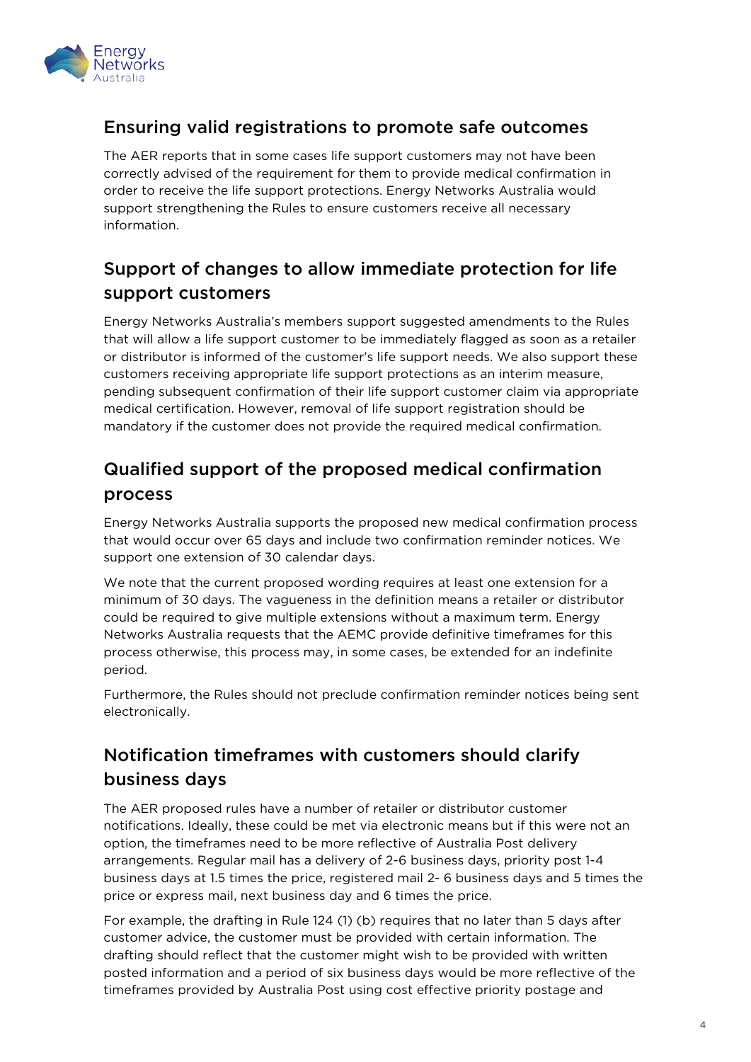## Ensuring valid registrations to promote safe outcomes

The AER reports that in some cases life support customers may not have been correctly advised of the requirement for them to provide medical confirmation in order to receive the life support protections. Energy Networks Australia would support strengthening the Rules to ensure customers receive all necessary information.

## Support of changes to allow immediate protection for life support customers

Energy Networks Australia's members support suggested amendments to the Rules that will allow a life support customer to be immediately flagged as soon as a retailer or distributor is informed of the customer's life support needs. We also support these customers receiving appropriate life support protections as an interim measure, pending subsequent confirmation of their life support customer claim via appropriate medical certification. However, removal of life support registration should be mandatory if the customer does not provide the required medical confirmation.

## Qualified support of the proposed medical confirmation process

Energy Networks Australia supports the proposed new medical confirmation process that would occur over 65 days and include two confirmation reminder notices. We support one extension of 30 calendar days.

We note that the current proposed wording requires at least one extension for a minimum of 30 days. The vagueness in the definition means a retailer or distributor could be required to give multiple extensions without a maximum term. Energy Networks Australia requests that the AEMC provide definitive timeframes for this process otherwise, this process may, in some cases, be extended for an indefinite period.

Furthermore, the Rules should not preclude confirmation reminder notices being sent electronically.

## Notification timeframes with customers should clarify business days

The AER proposed rules have a number of retailer or distributor customer notifications. Ideally, these could be met via electronic means but if this were not an option, the timeframes need to be more reflective of Australia Post delivery arrangements. Regular mail has a delivery of 2-6 business days, priority post 1-4 business days at 1.5 times the price, registered mail 2- 6 business days and 5 times the price or express mail, next business day and 6 times the price.

For example, the drafting in Rule 124 (1) (b) requires that no later than 5 days after customer advice, the customer must be provided with certain information. The drafting should reflect that the customer might wish to be provided with written posted information and a period of six business days would be more reflective of the timeframes provided by Australia Post using cost effective priority postage and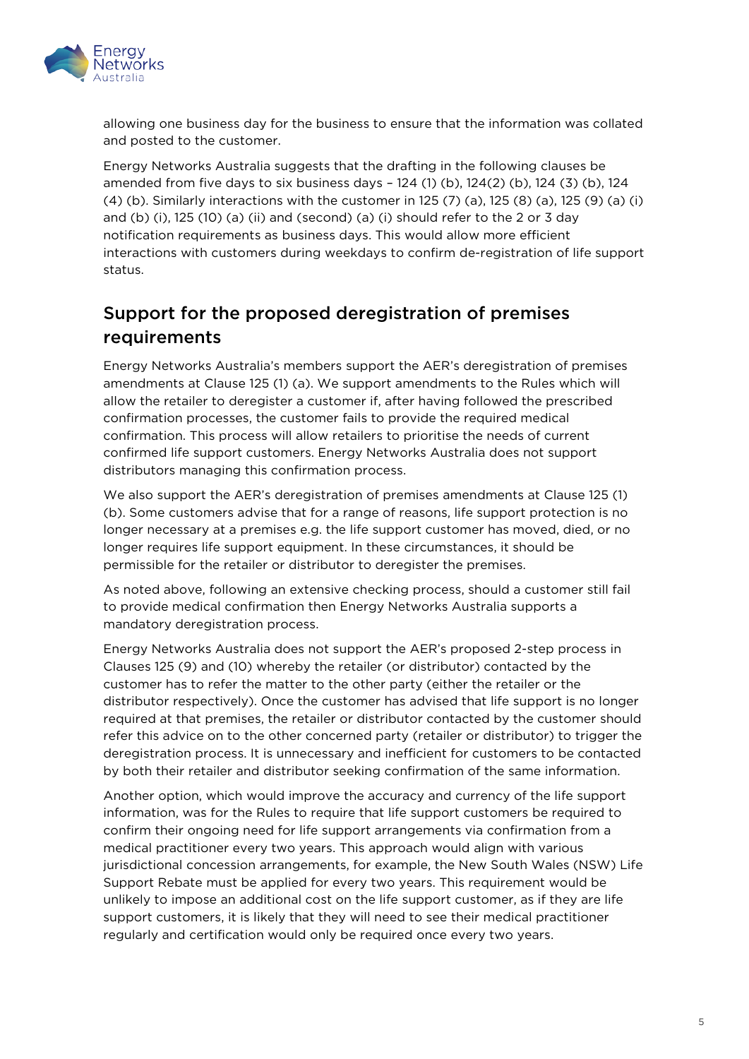allowing one business day for the business to ensure that the information was collated and posted to the customer.

Energy Networks Australia suggests that the drafting in the following clauses be amended from five days to six business days – 124 (1) (b), 124(2) (b), 124 (3) (b), 124 (4) (b). Similarly interactions with the customer in 125 (7) (a), 125 (8) (a), 125 (9) (a) (i) and (b) (i), 125 (10) (a) (ii) and (second) (a) (i) should refer to the 2 or 3 day notification requirements as business days. This would allow more efficient interactions with customers during weekdays to confirm de-registration of life support status.

## Support for the proposed deregistration of premises requirements

Energy Networks Australia's members support the AER's deregistration of premises amendments at Clause 125 (1) (a). We support amendments to the Rules which will allow the retailer to deregister a customer if, after having followed the prescribed confirmation processes, the customer fails to provide the required medical confirmation. This process will allow retailers to prioritise the needs of current confirmed life support customers. Energy Networks Australia does not support distributors managing this confirmation process.

We also support the AER's deregistration of premises amendments at Clause 125 (1) (b). Some customers advise that for a range of reasons, life support protection is no longer necessary at a premises e.g. the life support customer has moved, died, or no longer requires life support equipment. In these circumstances, it should be permissible for the retailer or distributor to deregister the premises.

As noted above, following an extensive checking process, should a customer still fail to provide medical confirmation then Energy Networks Australia supports a mandatory deregistration process.

Energy Networks Australia does not support the AER's proposed 2-step process in Clauses 125 (9) and (10) whereby the retailer (or distributor) contacted by the customer has to refer the matter to the other party (either the retailer or the distributor respectively). Once the customer has advised that life support is no longer required at that premises, the retailer or distributor contacted by the customer should refer this advice on to the other concerned party (retailer or distributor) to trigger the deregistration process. It is unnecessary and inefficient for customers to be contacted by both their retailer and distributor seeking confirmation of the same information.

Another option, which would improve the accuracy and currency of the life support information, was for the Rules to require that life support customers be required to confirm their ongoing need for life support arrangements via confirmation from a medical practitioner every two years. This approach would align with various jurisdictional concession arrangements, for example, the New South Wales (NSW) Life Support Rebate must be applied for every two years. This requirement would be unlikely to impose an additional cost on the life support customer, as if they are life support customers, it is likely that they will need to see their medical practitioner regularly and certification would only be required once every two years.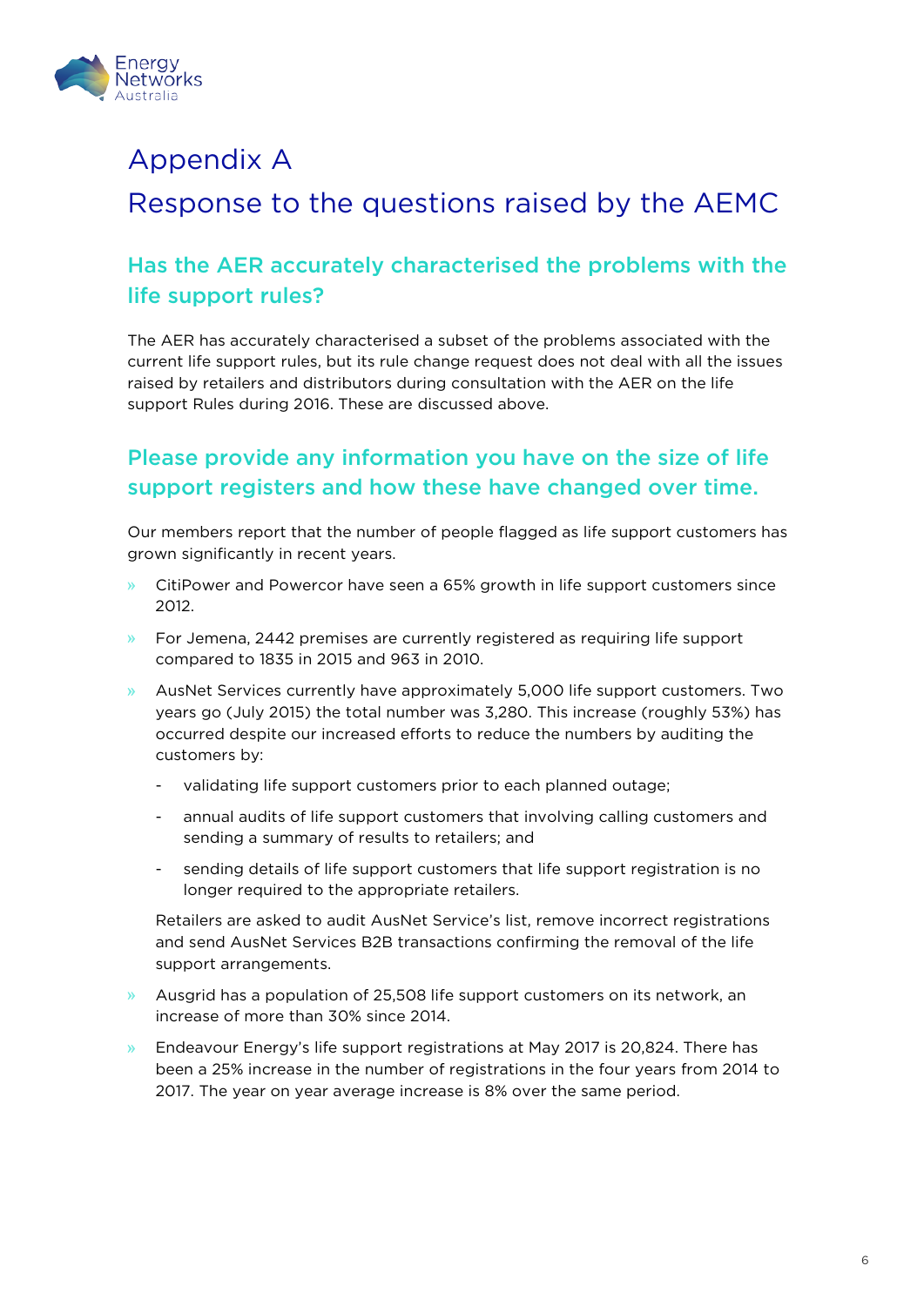# Appendix A

# Response to the questions raised by the AEMC

## Has the AER accurately characterised the problems with the life support rules?

The AER has accurately characterised a subset of the problems associated with the current life support rules, but its rule change request does not deal with all the issues raised by retailers and distributors during consultation with the AER on the life support Rules during 2016. These are discussed above.

## Please provide any information you have on the size of life support registers and how these have changed over time.

Our members report that the number of people flagged as life support customers has grown significantly in recent years.

- CitiPower and Powercor have seen a 65% growth in life support customers since 2012.
- For Jemena, 2442 premises are currently registered as requiring life support compared to 1835 in 2015 and 963 in 2010.
- AusNet Services currently have approximately 5,000 life support customers. Two years go (July 2015) the total number was 3,280. This increase (roughly 53%) has occurred despite our increased efforts to reduce the numbers by auditing the customers by:
  - validating life support customers prior to each planned outage;
  - annual audits of life support customers that involving calling customers and sending a summary of results to retailers; and
  - sending details of life support customers that life support registration is no longer required to the appropriate retailers.

  Retailers are asked to audit AusNet Service's list, remove incorrect registrations and send AusNet Services B2B transactions confirming the removal of the life support arrangements.
- Ausgrid has a population of 25,508 life support customers on its network, an increase of more than 30% since 2014.
- Endeavour Energy's life support registrations at May 2017 is 20,824. There has been a 25% increase in the number of registrations in the four years from 2014 to 2017. The year on year average increase is 8% over the same period.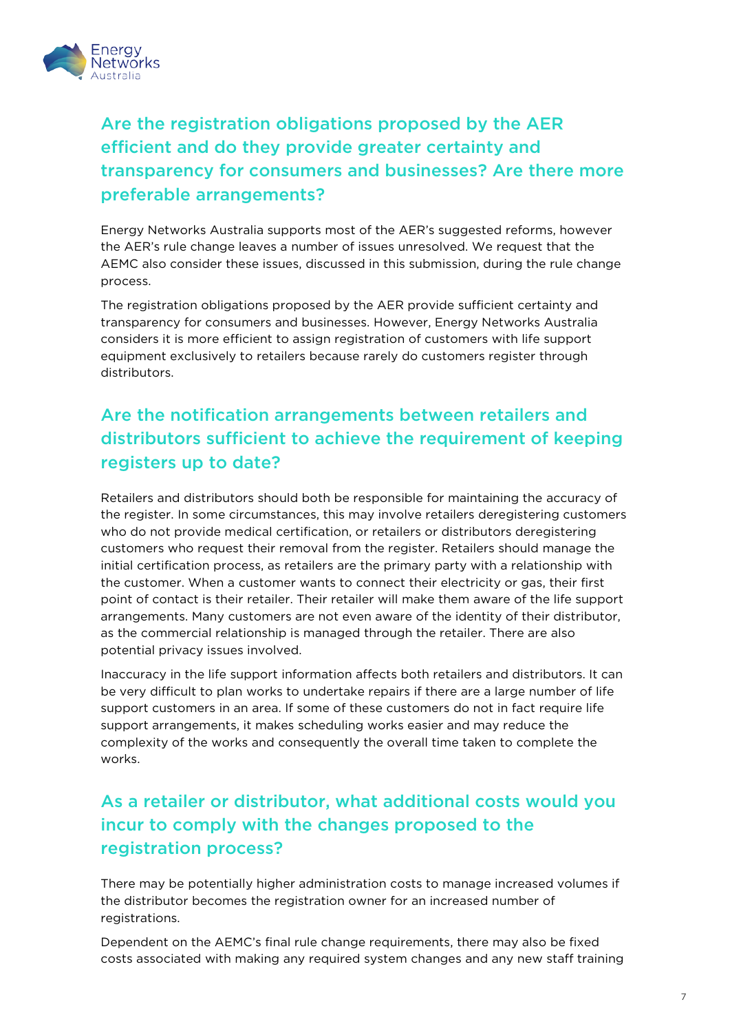## Are the registration obligations proposed by the AER efficient and do they provide greater certainty and transparency for consumers and businesses? Are there more preferable arrangements?

Energy Networks Australia supports most of the AER's suggested reforms, however the AER's rule change leaves a number of issues unresolved. We request that the AEMC also consider these issues, discussed in this submission, during the rule change process.

The registration obligations proposed by the AER provide sufficient certainty and transparency for consumers and businesses. However, Energy Networks Australia considers it is more efficient to assign registration of customers with life support equipment exclusively to retailers because rarely do customers register through distributors.

## Are the notification arrangements between retailers and distributors sufficient to achieve the requirement of keeping registers up to date?

Retailers and distributors should both be responsible for maintaining the accuracy of the register. In some circumstances, this may involve retailers deregistering customers who do not provide medical certification, or retailers or distributors deregistering customers who request their removal from the register. Retailers should manage the initial certification process, as retailers are the primary party with a relationship with the customer. When a customer wants to connect their electricity or gas, their first point of contact is their retailer. Their retailer will make them aware of the life support arrangements. Many customers are not even aware of the identity of their distributor, as the commercial relationship is managed through the retailer. There are also potential privacy issues involved.

Inaccuracy in the life support information affects both retailers and distributors. It can be very difficult to plan works to undertake repairs if there are a large number of life support customers in an area. If some of these customers do not in fact require life support arrangements, it makes scheduling works easier and may reduce the complexity of the works and consequently the overall time taken to complete the works.

## As a retailer or distributor, what additional costs would you incur to comply with the changes proposed to the registration process?

There may be potentially higher administration costs to manage increased volumes if the distributor becomes the registration owner for an increased number of registrations.

Dependent on the AEMC's final rule change requirements, there may also be fixed costs associated with making any required system changes and any new staff training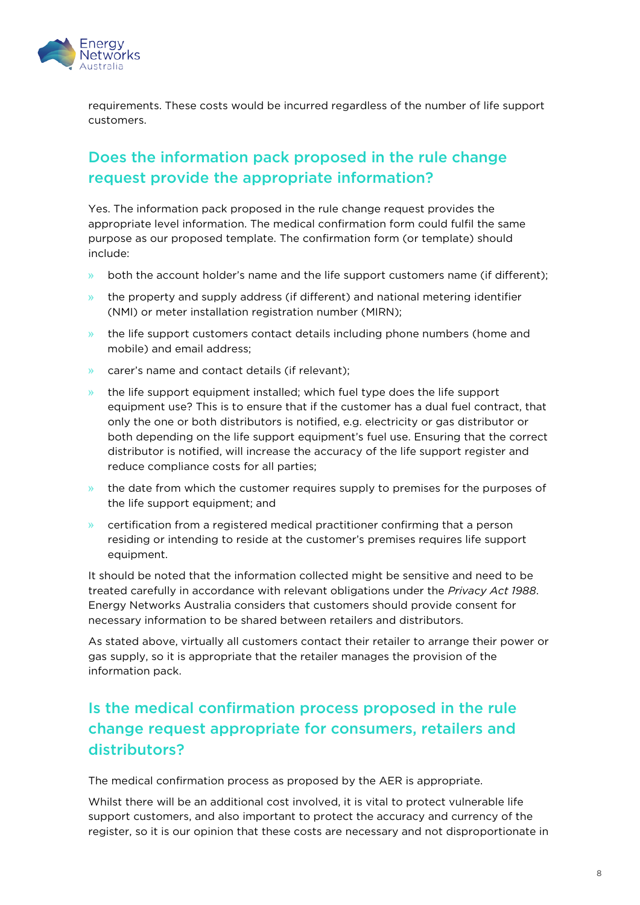requirements. These costs would be incurred regardless of the number of life support customers.

## Does the information pack proposed in the rule change request provide the appropriate information?

Yes. The information pack proposed in the rule change request provides the appropriate level information. The medical confirmation form could fulfil the same purpose as our proposed template. The confirmation form (or template) should include:

- both the account holder's name and the life support customers name (if different);
- the property and supply address (if different) and national metering identifier (NMI) or meter installation registration number (MIRN);
- the life support customers contact details including phone numbers (home and mobile) and email address;
- carer's name and contact details (if relevant);
- the life support equipment installed; which fuel type does the life support equipment use? This is to ensure that if the customer has a dual fuel contract, that only the one or both distributors is notified, e.g. electricity or gas distributor or both depending on the life support equipment's fuel use. Ensuring that the correct distributor is notified, will increase the accuracy of the life support register and reduce compliance costs for all parties;
- the date from which the customer requires supply to premises for the purposes of the life support equipment; and
- certification from a registered medical practitioner confirming that a person residing or intending to reside at the customer's premises requires life support equipment.

It should be noted that the information collected might be sensitive and need to be treated carefully in accordance with relevant obligations under the *Privacy Act 1988*. Energy Networks Australia considers that customers should provide consent for necessary information to be shared between retailers and distributors.

As stated above, virtually all customers contact their retailer to arrange their power or gas supply, so it is appropriate that the retailer manages the provision of the information pack.

## Is the medical confirmation process proposed in the rule change request appropriate for consumers, retailers and distributors?

The medical confirmation process as proposed by the AER is appropriate.

Whilst there will be an additional cost involved, it is vital to protect vulnerable life support customers, and also important to protect the accuracy and currency of the register, so it is our opinion that these costs are necessary and not disproportionate in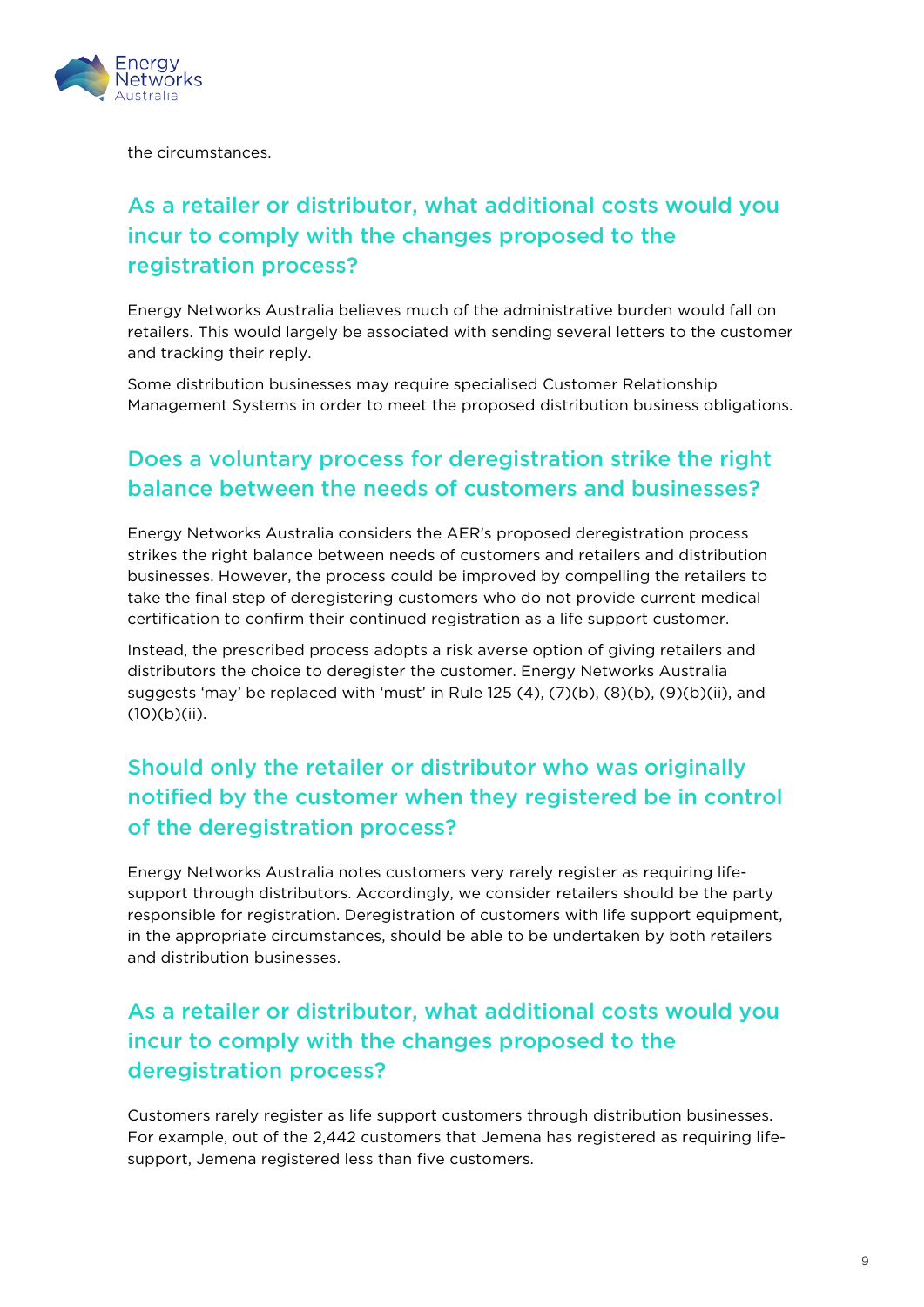the circumstances.

## As a retailer or distributor, what additional costs would you incur to comply with the changes proposed to the registration process?

Energy Networks Australia believes much of the administrative burden would fall on retailers. This would largely be associated with sending several letters to the customer and tracking their reply.

Some distribution businesses may require specialised Customer Relationship Management Systems in order to meet the proposed distribution business obligations.

## Does a voluntary process for deregistration strike the right balance between the needs of customers and businesses?

Energy Networks Australia considers the AER's proposed deregistration process strikes the right balance between needs of customers and retailers and distribution businesses. However, the process could be improved by compelling the retailers to take the final step of deregistering customers who do not provide current medical certification to confirm their continued registration as a life support customer.

Instead, the prescribed process adopts a risk averse option of giving retailers and distributors the choice to deregister the customer. Energy Networks Australia suggests 'may' be replaced with 'must' in Rule 125 (4), (7)(b), (8)(b), (9)(b)(ii), and (10)(b)(ii).

## Should only the retailer or distributor who was originally notified by the customer when they registered be in control of the deregistration process?

Energy Networks Australia notes customers very rarely register as requiring life-support through distributors. Accordingly, we consider retailers should be the party responsible for registration. Deregistration of customers with life support equipment, in the appropriate circumstances, should be able to be undertaken by both retailers and distribution businesses.

## As a retailer or distributor, what additional costs would you incur to comply with the changes proposed to the deregistration process?

Customers rarely register as life support customers through distribution businesses. For example, out of the 2,442 customers that Jemena has registered as requiring life-support, Jemena registered less than five customers.